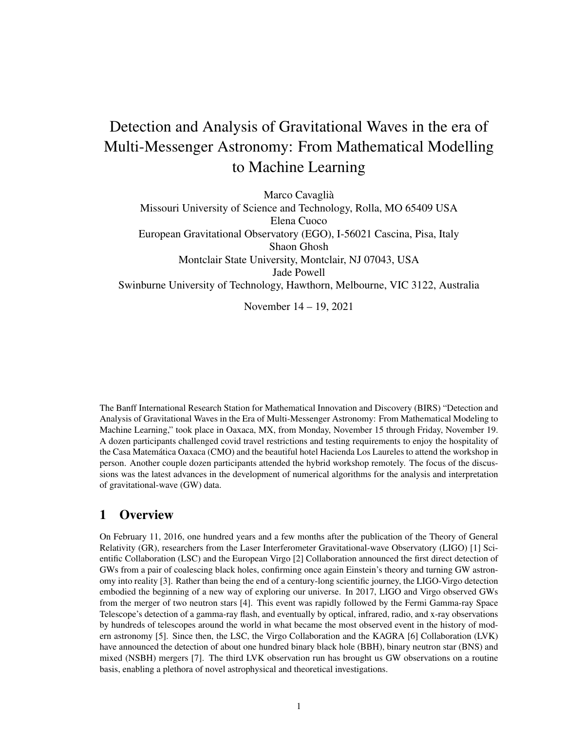# Detection and Analysis of Gravitational Waves in the era of Multi-Messenger Astronomy: From Mathematical Modelling to Machine Learning

Marco Cavaglià
Missouri University of Science and Technology, Rolla, MO 65409 USA
Elena Cuoco
European Gravitational Observatory (EGO), I-56021 Cascina, Pisa, Italy
Shaon Ghosh
Montclair State University, Montclair, NJ 07043, USA
Jade Powell
Swinburne University of Technology, Hawthorn, Melbourne, VIC 3122, Australia

November 14 – 19, 2021

The Banff International Research Station for Mathematical Innovation and Discovery (BIRS) "Detection and Analysis of Gravitational Waves in the Era of Multi-Messenger Astronomy: From Mathematical Modeling to Machine Learning," took place in Oaxaca, MX, from Monday, November 15 through Friday, November 19. A dozen participants challenged covid travel restrictions and testing requirements to enjoy the hospitality of the Casa Matemática Oaxaca (CMO) and the beautiful hotel Hacienda Los Laureles to attend the workshop in person. Another couple dozen participants attended the hybrid workshop remotely. The focus of the discussions was the latest advances in the development of numerical algorithms for the analysis and interpretation of gravitational-wave (GW) data.

## 1 Overview

On February 11, 2016, one hundred years and a few months after the publication of the Theory of General Relativity (GR), researchers from the Laser Interferometer Gravitational-wave Observatory (LIGO) [1] Scientific Collaboration (LSC) and the European Virgo [2] Collaboration announced the first direct detection of GWs from a pair of coalescing black holes, confirming once again Einstein's theory and turning GW astronomy into reality [3]. Rather than being the end of a century-long scientific journey, the LIGO-Virgo detection embodied the beginning of a new way of exploring our universe. In 2017, LIGO and Virgo observed GWs from the merger of two neutron stars [4]. This event was rapidly followed by the Fermi Gamma-ray Space Telescope's detection of a gamma-ray flash, and eventually by optical, infrared, radio, and x-ray observations by hundreds of telescopes around the world in what became the most observed event in the history of modern astronomy [5]. Since then, the LSC, the Virgo Collaboration and the KAGRA [6] Collaboration (LVK) have announced the detection of about one hundred binary black hole (BBH), binary neutron star (BNS) and mixed (NSBH) mergers [7]. The third LVK observation run has brought us GW observations on a routine basis, enabling a plethora of novel astrophysical and theoretical investigations.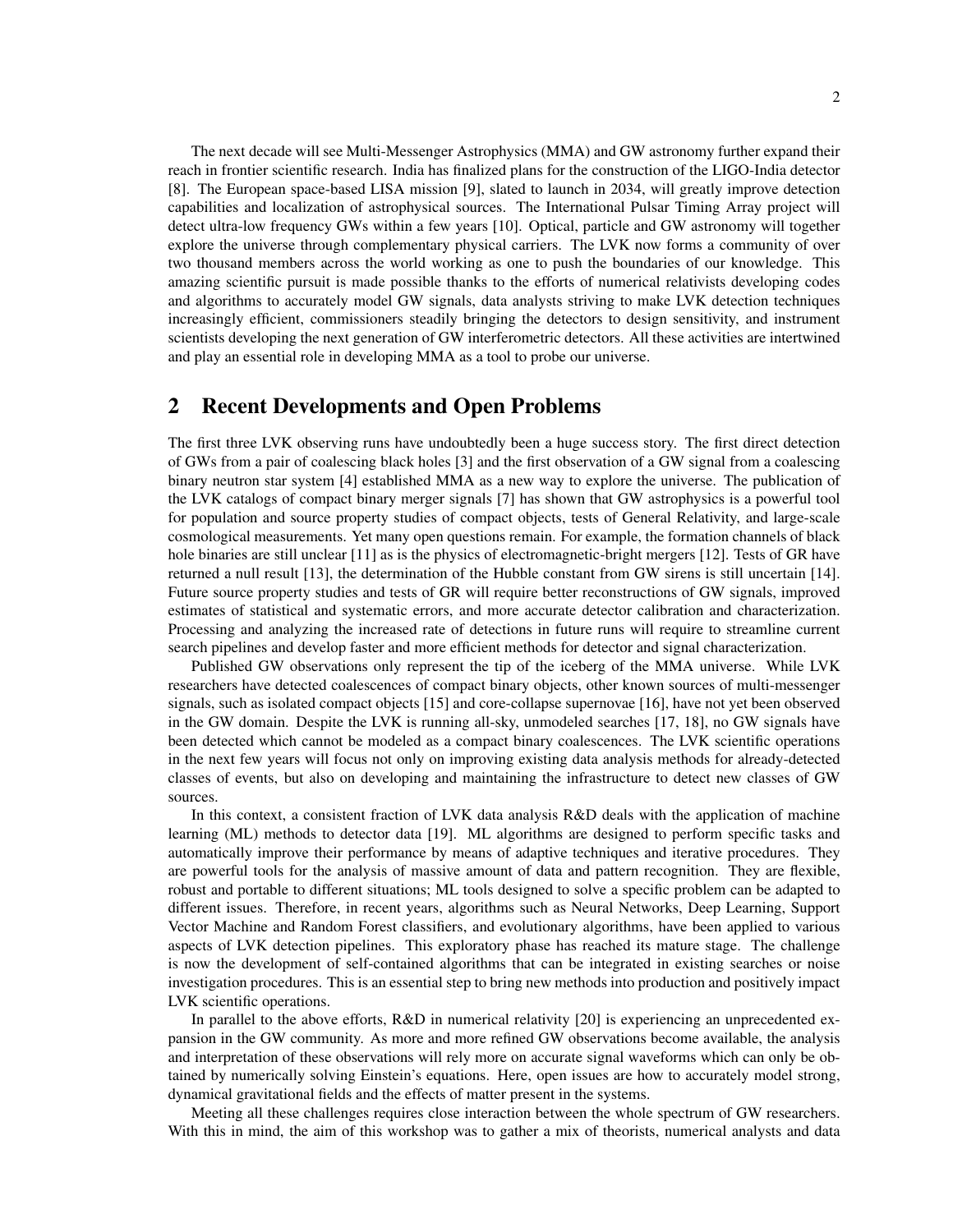The next decade will see Multi-Messenger Astrophysics (MMA) and GW astronomy further expand their reach in frontier scientific research. India has finalized plans for the construction of the LIGO-India detector [8]. The European space-based LISA mission [9], slated to launch in 2034, will greatly improve detection capabilities and localization of astrophysical sources. The International Pulsar Timing Array project will detect ultra-low frequency GWs within a few years [10]. Optical, particle and GW astronomy will together explore the universe through complementary physical carriers. The LVK now forms a community of over two thousand members across the world working as one to push the boundaries of our knowledge. This amazing scientific pursuit is made possible thanks to the efforts of numerical relativists developing codes and algorithms to accurately model GW signals, data analysts striving to make LVK detection techniques increasingly efficient, commissioners steadily bringing the detectors to design sensitivity, and instrument scientists developing the next generation of GW interferometric detectors. All these activities are intertwined and play an essential role in developing MMA as a tool to probe our universe.

## 2 Recent Developments and Open Problems

The first three LVK observing runs have undoubtedly been a huge success story. The first direct detection of GWs from a pair of coalescing black holes [3] and the first observation of a GW signal from a coalescing binary neutron star system [4] established MMA as a new way to explore the universe. The publication of the LVK catalogs of compact binary merger signals [7] has shown that GW astrophysics is a powerful tool for population and source property studies of compact objects, tests of General Relativity, and large-scale cosmological measurements. Yet many open questions remain. For example, the formation channels of black hole binaries are still unclear [11] as is the physics of electromagnetic-bright mergers [12]. Tests of GR have returned a null result [13], the determination of the Hubble constant from GW sirens is still uncertain [14]. Future source property studies and tests of GR will require better reconstructions of GW signals, improved estimates of statistical and systematic errors, and more accurate detector calibration and characterization. Processing and analyzing the increased rate of detections in future runs will require to streamline current search pipelines and develop faster and more efficient methods for detector and signal characterization.

Published GW observations only represent the tip of the iceberg of the MMA universe. While LVK researchers have detected coalescences of compact binary objects, other known sources of multi-messenger signals, such as isolated compact objects [15] and core-collapse supernovae [16], have not yet been observed in the GW domain. Despite the LVK is running all-sky, unmodeled searches [17, 18], no GW signals have been detected which cannot be modeled as a compact binary coalescences. The LVK scientific operations in the next few years will focus not only on improving existing data analysis methods for already-detected classes of events, but also on developing and maintaining the infrastructure to detect new classes of GW sources.

In this context, a consistent fraction of LVK data analysis R&D deals with the application of machine learning (ML) methods to detector data [19]. ML algorithms are designed to perform specific tasks and automatically improve their performance by means of adaptive techniques and iterative procedures. They are powerful tools for the analysis of massive amount of data and pattern recognition. They are flexible, robust and portable to different situations; ML tools designed to solve a specific problem can be adapted to different issues. Therefore, in recent years, algorithms such as Neural Networks, Deep Learning, Support Vector Machine and Random Forest classifiers, and evolutionary algorithms, have been applied to various aspects of LVK detection pipelines. This exploratory phase has reached its mature stage. The challenge is now the development of self-contained algorithms that can be integrated in existing searches or noise investigation procedures. This is an essential step to bring new methods into production and positively impact LVK scientific operations.

In parallel to the above efforts, R&D in numerical relativity [20] is experiencing an unprecedented expansion in the GW community. As more and more refined GW observations become available, the analysis and interpretation of these observations will rely more on accurate signal waveforms which can only be obtained by numerically solving Einstein's equations. Here, open issues are how to accurately model strong, dynamical gravitational fields and the effects of matter present in the systems.

Meeting all these challenges requires close interaction between the whole spectrum of GW researchers. With this in mind, the aim of this workshop was to gather a mix of theorists, numerical analysts and data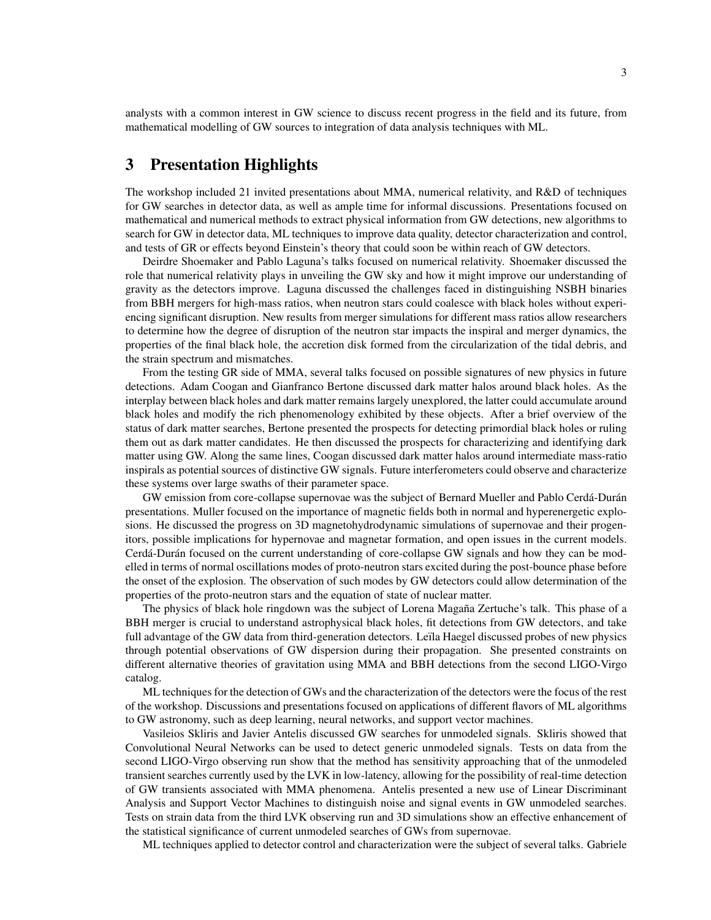analysts with a common interest in GW science to discuss recent progress in the field and its future, from mathematical modelling of GW sources to integration of data analysis techniques with ML.

## 3 Presentation Highlights

The workshop included 21 invited presentations about MMA, numerical relativity, and R&D of techniques for GW searches in detector data, as well as ample time for informal discussions. Presentations focused on mathematical and numerical methods to extract physical information from GW detections, new algorithms to search for GW in detector data, ML techniques to improve data quality, detector characterization and control, and tests of GR or effects beyond Einstein's theory that could soon be within reach of GW detectors.

Deirdre Shoemaker and Pablo Laguna's talks focused on numerical relativity. Shoemaker discussed the role that numerical relativity plays in unveiling the GW sky and how it might improve our understanding of gravity as the detectors improve. Laguna discussed the challenges faced in distinguishing NSBH binaries from BBH mergers for high-mass ratios, when neutron stars could coalesce with black holes without experiencing significant disruption. New results from merger simulations for different mass ratios allow researchers to determine how the degree of disruption of the neutron star impacts the inspiral and merger dynamics, the properties of the final black hole, the accretion disk formed from the circularization of the tidal debris, and the strain spectrum and mismatches.

From the testing GR side of MMA, several talks focused on possible signatures of new physics in future detections. Adam Coogan and Gianfranco Bertone discussed dark matter halos around black holes. As the interplay between black holes and dark matter remains largely unexplored, the latter could accumulate around black holes and modify the rich phenomenology exhibited by these objects. After a brief overview of the status of dark matter searches, Bertone presented the prospects for detecting primordial black holes or ruling them out as dark matter candidates. He then discussed the prospects for characterizing and identifying dark matter using GW. Along the same lines, Coogan discussed dark matter halos around intermediate mass-ratio inspirals as potential sources of distinctive GW signals. Future interferometers could observe and characterize these systems over large swaths of their parameter space.

GW emission from core-collapse supernovae was the subject of Bernard Mueller and Pablo Cerdá-Durán presentations. Muller focused on the importance of magnetic fields both in normal and hyperenergetic explosions. He discussed the progress on 3D magnetohydrodynamic simulations of supernovae and their progenitors, possible implications for hypernovae and magnetar formation, and open issues in the current models. Cerdá-Durán focused on the current understanding of core-collapse GW signals and how they can be modelled in terms of normal oscillations modes of proto-neutron stars excited during the post-bounce phase before the onset of the explosion. The observation of such modes by GW detectors could allow determination of the properties of the proto-neutron stars and the equation of state of nuclear matter.

The physics of black hole ringdown was the subject of Lorena Magaña Zertuche's talk. This phase of a BBH merger is crucial to understand astrophysical black holes, fit detections from GW detectors, and take full advantage of the GW data from third-generation detectors. Leïla Haegel discussed probes of new physics through potential observations of GW dispersion during their propagation. She presented constraints on different alternative theories of gravitation using MMA and BBH detections from the second LIGO-Virgo catalog.

ML techniques for the detection of GWs and the characterization of the detectors were the focus of the rest of the workshop. Discussions and presentations focused on applications of different flavors of ML algorithms to GW astronomy, such as deep learning, neural networks, and support vector machines.

Vasileios Skliris and Javier Antelis discussed GW searches for unmodeled signals. Skliris showed that Convolutional Neural Networks can be used to detect generic unmodeled signals. Tests on data from the second LIGO-Virgo observing run show that the method has sensitivity approaching that of the unmodeled transient searches currently used by the LVK in low-latency, allowing for the possibility of real-time detection of GW transients associated with MMA phenomena. Antelis presented a new use of Linear Discriminant Analysis and Support Vector Machines to distinguish noise and signal events in GW unmodeled searches. Tests on strain data from the third LVK observing run and 3D simulations show an effective enhancement of the statistical significance of current unmodeled searches of GWs from supernovae.

ML techniques applied to detector control and characterization were the subject of several talks. Gabriele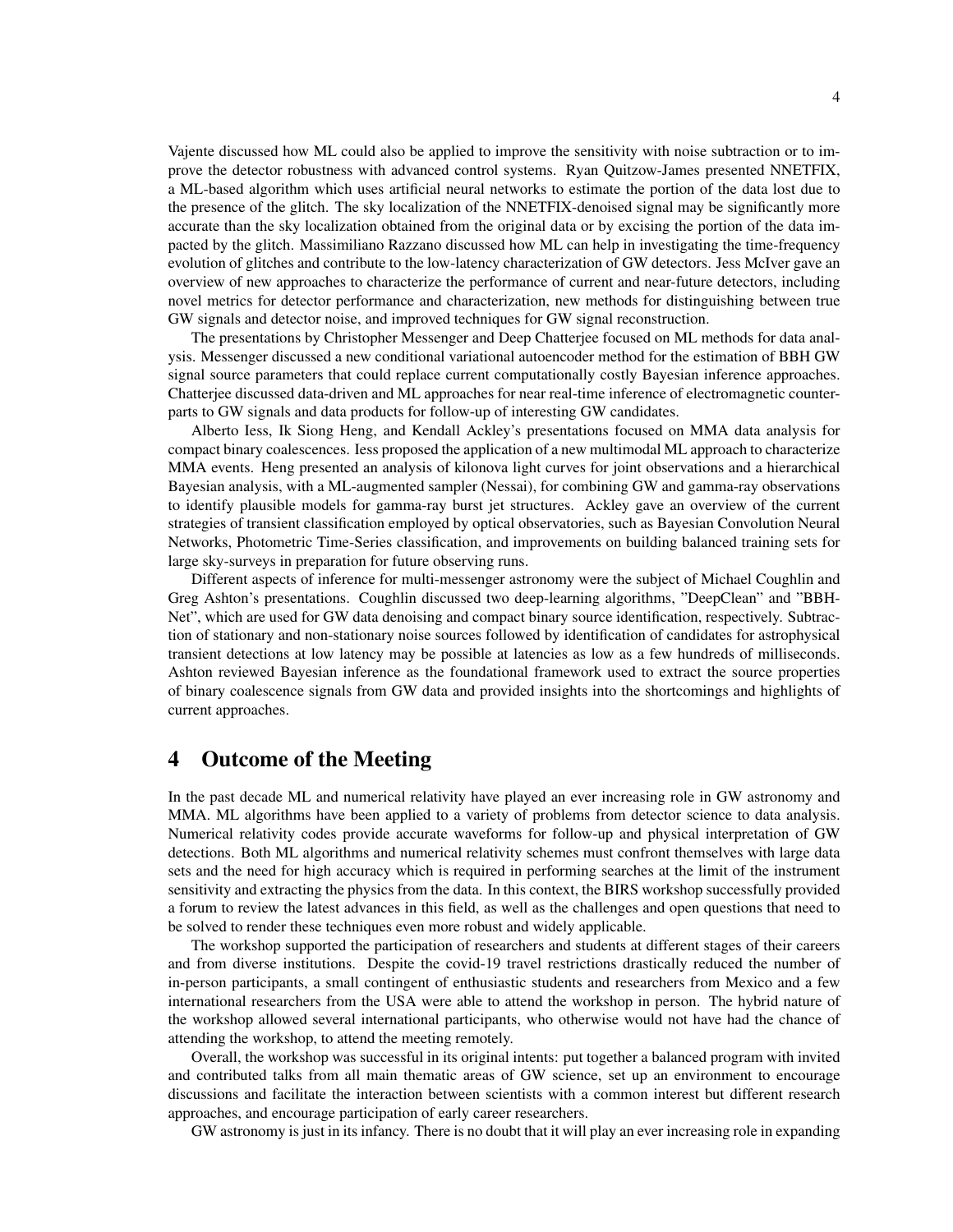Vajente discussed how ML could also be applied to improve the sensitivity with noise subtraction or to improve the detector robustness with advanced control systems. Ryan Quitzow-James presented NNETFIX, a ML-based algorithm which uses artificial neural networks to estimate the portion of the data lost due to the presence of the glitch. The sky localization of the NNETFIX-denoised signal may be significantly more accurate than the sky localization obtained from the original data or by excising the portion of the data impacted by the glitch. Massimiliano Razzano discussed how ML can help in investigating the time-frequency evolution of glitches and contribute to the low-latency characterization of GW detectors. Jess McIver gave an overview of new approaches to characterize the performance of current and near-future detectors, including novel metrics for detector performance and characterization, new methods for distinguishing between true GW signals and detector noise, and improved techniques for GW signal reconstruction.

The presentations by Christopher Messenger and Deep Chatterjee focused on ML methods for data analysis. Messenger discussed a new conditional variational autoencoder method for the estimation of BBH GW signal source parameters that could replace current computationally costly Bayesian inference approaches. Chatterjee discussed data-driven and ML approaches for near real-time inference of electromagnetic counterparts to GW signals and data products for follow-up of interesting GW candidates.

Alberto Iess, Ik Siong Heng, and Kendall Ackley's presentations focused on MMA data analysis for compact binary coalescences. Iess proposed the application of a new multimodal ML approach to characterize MMA events. Heng presented an analysis of kilonova light curves for joint observations and a hierarchical Bayesian analysis, with a ML-augmented sampler (Nessai), for combining GW and gamma-ray observations to identify plausible models for gamma-ray burst jet structures. Ackley gave an overview of the current strategies of transient classification employed by optical observatories, such as Bayesian Convolution Neural Networks, Photometric Time-Series classification, and improvements on building balanced training sets for large sky-surveys in preparation for future observing runs.

Different aspects of inference for multi-messenger astronomy were the subject of Michael Coughlin and Greg Ashton's presentations. Coughlin discussed two deep-learning algorithms, "DeepClean" and "BBH-Net", which are used for GW data denoising and compact binary source identification, respectively. Subtraction of stationary and non-stationary noise sources followed by identification of candidates for astrophysical transient detections at low latency may be possible at latencies as low as a few hundreds of milliseconds. Ashton reviewed Bayesian inference as the foundational framework used to extract the source properties of binary coalescence signals from GW data and provided insights into the shortcomings and highlights of current approaches.

# 4 Outcome of the Meeting

In the past decade ML and numerical relativity have played an ever increasing role in GW astronomy and MMA. ML algorithms have been applied to a variety of problems from detector science to data analysis. Numerical relativity codes provide accurate waveforms for follow-up and physical interpretation of GW detections. Both ML algorithms and numerical relativity schemes must confront themselves with large data sets and the need for high accuracy which is required in performing searches at the limit of the instrument sensitivity and extracting the physics from the data. In this context, the BIRS workshop successfully provided a forum to review the latest advances in this field, as well as the challenges and open questions that need to be solved to render these techniques even more robust and widely applicable.

The workshop supported the participation of researchers and students at different stages of their careers and from diverse institutions. Despite the covid-19 travel restrictions drastically reduced the number of in-person participants, a small contingent of enthusiastic students and researchers from Mexico and a few international researchers from the USA were able to attend the workshop in person. The hybrid nature of the workshop allowed several international participants, who otherwise would not have had the chance of attending the workshop, to attend the meeting remotely.

Overall, the workshop was successful in its original intents: put together a balanced program with invited and contributed talks from all main thematic areas of GW science, set up an environment to encourage discussions and facilitate the interaction between scientists with a common interest but different research approaches, and encourage participation of early career researchers.

GW astronomy is just in its infancy. There is no doubt that it will play an ever increasing role in expanding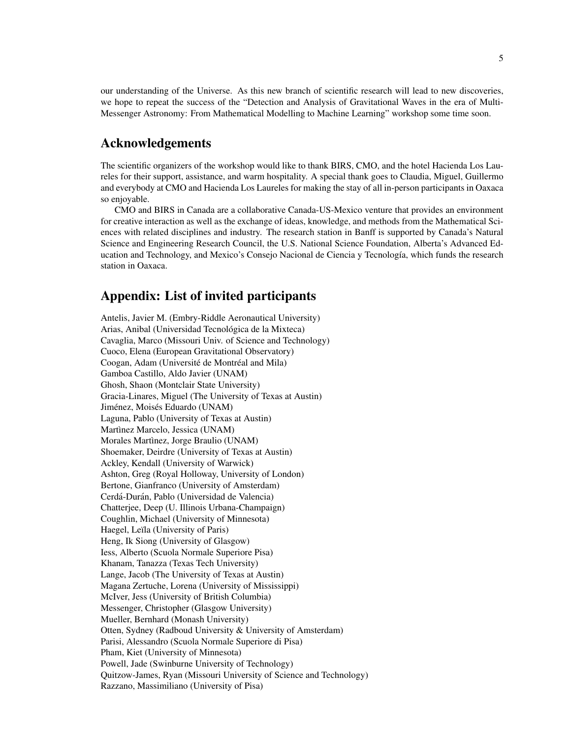our understanding of the Universe. As this new branch of scientific research will lead to new discoveries, we hope to repeat the success of the "Detection and Analysis of Gravitational Waves in the era of Multi-Messenger Astronomy: From Mathematical Modelling to Machine Learning" workshop some time soon.

# Acknowledgements

The scientific organizers of the workshop would like to thank BIRS, CMO, and the hotel Hacienda Los Laureles for their support, assistance, and warm hospitality. A special thank goes to Claudia, Miguel, Guillermo and everybody at CMO and Hacienda Los Laureles for making the stay of all in-person participants in Oaxaca so enjoyable.

CMO and BIRS in Canada are a collaborative Canada-US-Mexico venture that provides an environment for creative interaction as well as the exchange of ideas, knowledge, and methods from the Mathematical Sciences with related disciplines and industry. The research station in Banff is supported by Canada's Natural Science and Engineering Research Council, the U.S. National Science Foundation, Alberta's Advanced Education and Technology, and Mexico's Consejo Nacional de Ciencia y Tecnología, which funds the research station in Oaxaca.

# Appendix: List of invited participants

Antelis, Javier M. (Embry-Riddle Aeronautical University)
Arias, Anibal (Universidad Tecnológica de la Mixteca)
Cavaglia, Marco (Missouri Univ. of Science and Technology)
Cuoco, Elena (European Gravitational Observatory)
Coogan, Adam (Université de Montréal and Mila)
Gamboa Castillo, Aldo Javier (UNAM)
Ghosh, Shaon (Montclair State University)
Gracia-Linares, Miguel (The University of Texas at Austin)
Jiménez, Moisés Eduardo (UNAM)
Laguna, Pablo (University of Texas at Austin)
Martìnez Marcelo, Jessica (UNAM)
Morales Martìnez, Jorge Braulio (UNAM)
Shoemaker, Deirdre (University of Texas at Austin)
Ackley, Kendall (University of Warwick)
Ashton, Greg (Royal Holloway, University of London)
Bertone, Gianfranco (University of Amsterdam)
Cerdá-Durán, Pablo (Universidad de Valencia)
Chatterjee, Deep (U. Illinois Urbana-Champaign)
Coughlin, Michael (University of Minnesota)
Haegel, Leïla (University of Paris)
Heng, Ik Siong (University of Glasgow)
Iess, Alberto (Scuola Normale Superiore Pisa)
Khanam, Tanazza (Texas Tech University)
Lange, Jacob (The University of Texas at Austin)
Magana Zertuche, Lorena (University of Mississippi)
McIver, Jess (University of British Columbia)
Messenger, Christopher (Glasgow University)
Mueller, Bernhard (Monash University)
Otten, Sydney (Radboud University & University of Amsterdam)
Parisi, Alessandro (Scuola Normale Superiore di Pisa)
Pham, Kiet (University of Minnesota)
Powell, Jade (Swinburne University of Technology)
Quitzow-James, Ryan (Missouri University of Science and Technology)
Razzano, Massimiliano (University of Pisa)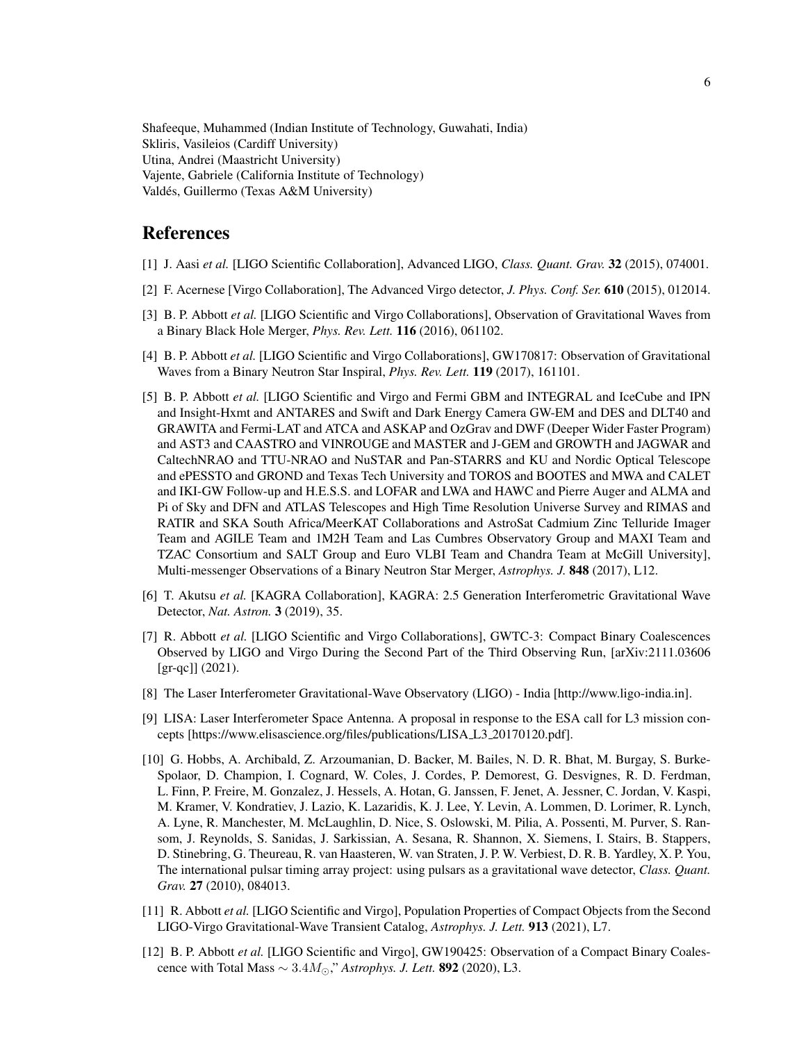Shafeeque, Muhammed (Indian Institute of Technology, Guwahati, India)
Skliris, Vasileios (Cardiff University)
Utina, Andrei (Maastricht University)
Vajente, Gabriele (California Institute of Technology)
Valdés, Guillermo (Texas A&M University)

# References

[1] J. Aasi *et al.* [LIGO Scientific Collaboration], Advanced LIGO, *Class. Quant. Grav.* **32** (2015), 074001.

[2] F. Acernese [Virgo Collaboration], The Advanced Virgo detector, *J. Phys. Conf. Ser.* **610** (2015), 012014.

[3] B. P. Abbott *et al.* [LIGO Scientific and Virgo Collaborations], Observation of Gravitational Waves from a Binary Black Hole Merger, *Phys. Rev. Lett.* **116** (2016), 061102.

[4] B. P. Abbott *et al.* [LIGO Scientific and Virgo Collaborations], GW170817: Observation of Gravitational Waves from a Binary Neutron Star Inspiral, *Phys. Rev. Lett.* **119** (2017), 161101.

[5] B. P. Abbott *et al.* [LIGO Scientific and Virgo and Fermi GBM and INTEGRAL and IceCube and IPN and Insight-Hxmt and ANTARES and Swift and Dark Energy Camera GW-EM and DES and DLT40 and GRAWITA and Fermi-LAT and ATCA and ASKAP and OzGrav and DWF (Deeper Wider Faster Program) and AST3 and CAASTRO and VINROUGE and MASTER and J-GEM and GROWTH and JAGWAR and CaltechNRAO and TTU-NRAO and NuSTAR and Pan-STARRS and KU and Nordic Optical Telescope and ePESSTO and GROND and Texas Tech University and TOROS and BOOTES and MWA and CALET and IKI-GW Follow-up and H.E.S.S. and LOFAR and LWA and HAWC and Pierre Auger and ALMA and Pi of Sky and DFN and ATLAS Telescopes and High Time Resolution Universe Survey and RIMAS and RATIR and SKA South Africa/MeerKAT Collaborations and AstroSat Cadmium Zinc Telluride Imager Team and AGILE Team and 1M2H Team and Las Cumbres Observatory Group and MAXI Team and TZAC Consortium and SALT Group and Euro VLBI Team and Chandra Team at McGill University], Multi-messenger Observations of a Binary Neutron Star Merger, *Astrophys. J.* **848** (2017), L12.

[6] T. Akutsu *et al.* [KAGRA Collaboration], KAGRA: 2.5 Generation Interferometric Gravitational Wave Detector, *Nat. Astron.* **3** (2019), 35.

[7] R. Abbott *et al.* [LIGO Scientific and Virgo Collaborations], GWTC-3: Compact Binary Coalescences Observed by LIGO and Virgo During the Second Part of the Third Observing Run, [arXiv:2111.03606 [gr-qc]] (2021).

[8] The Laser Interferometer Gravitational-Wave Observatory (LIGO) - India [http://www.ligo-india.in].

[9] LISA: Laser Interferometer Space Antenna. A proposal in response to the ESA call for L3 mission concepts [https://www.elisascience.org/files/publications/LISA_L3_20170120.pdf].

[10] G. Hobbs, A. Archibald, Z. Arzoumanian, D. Backer, M. Bailes, N. D. R. Bhat, M. Burgay, S. Burke-Spolaor, D. Champion, I. Cognard, W. Coles, J. Cordes, P. Demorest, G. Desvignes, R. D. Ferdman, L. Finn, P. Freire, M. Gonzalez, J. Hessels, A. Hotan, G. Janssen, F. Jenet, A. Jessner, C. Jordan, V. Kaspi, M. Kramer, V. Kondratiev, J. Lazio, K. Lazaridis, K. J. Lee, Y. Levin, A. Lommen, D. Lorimer, R. Lynch, A. Lyne, R. Manchester, M. McLaughlin, D. Nice, S. Oslowski, M. Pilia, A. Possenti, M. Purver, S. Ransom, J. Reynolds, S. Sanidas, J. Sarkissian, A. Sesana, R. Shannon, X. Siemens, I. Stairs, B. Stappers, D. Stinebring, G. Theureau, R. van Haasteren, W. van Straten, J. P. W. Verbiest, D. R. B. Yardley, X. P. You, The international pulsar timing array project: using pulsars as a gravitational wave detector, *Class. Quant. Grav.* **27** (2010), 084013.

[11] R. Abbott *et al.* [LIGO Scientific and Virgo], Population Properties of Compact Objects from the Second LIGO-Virgo Gravitational-Wave Transient Catalog, *Astrophys. J. Lett.* **913** (2021), L7.

[12] B. P. Abbott *et al.* [LIGO Scientific and Virgo], GW190425: Observation of a Compact Binary Coalescence with Total Mass $\sim 3.4 M_{\odot}$," *Astrophys. J. Lett.* **892** (2020), L3.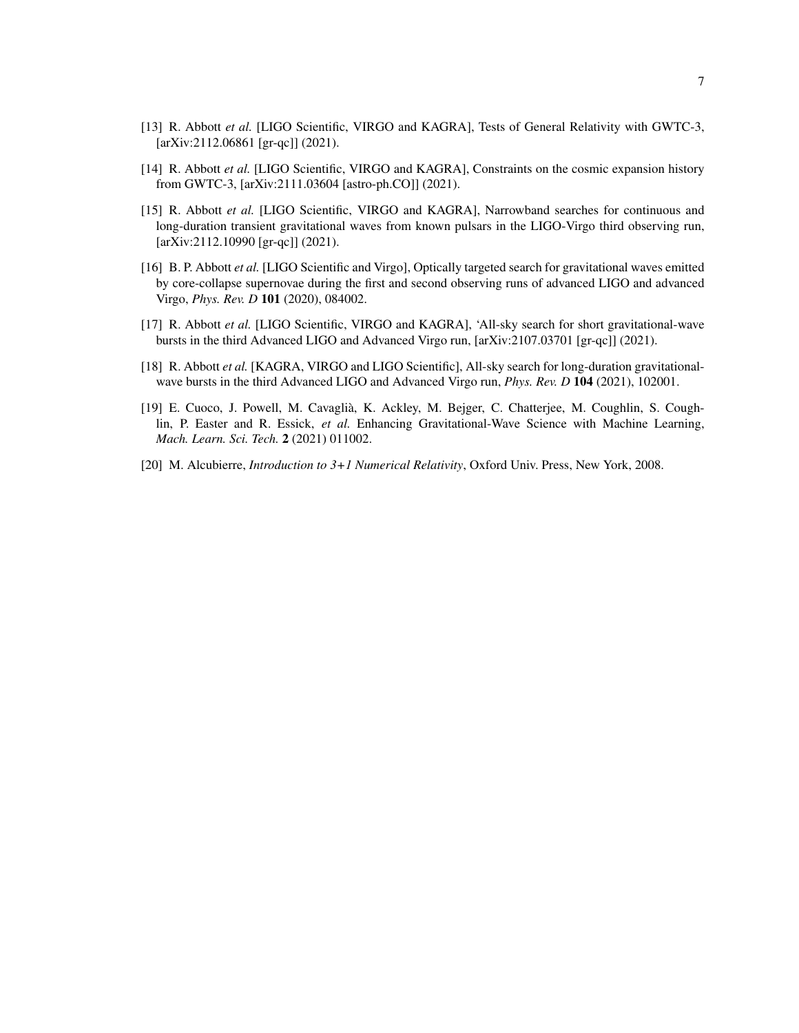[13] R. Abbott *et al.* [LIGO Scientific, VIRGO and KAGRA], Tests of General Relativity with GWTC-3, [arXiv:2112.06861 [gr-qc]] (2021).

[14] R. Abbott *et al.* [LIGO Scientific, VIRGO and KAGRA], Constraints on the cosmic expansion history from GWTC-3, [arXiv:2111.03604 [astro-ph.CO]] (2021).

[15] R. Abbott *et al.* [LIGO Scientific, VIRGO and KAGRA], Narrowband searches for continuous and long-duration transient gravitational waves from known pulsars in the LIGO-Virgo third observing run, [arXiv:2112.10990 [gr-qc]] (2021).

[16] B. P. Abbott *et al.* [LIGO Scientific and Virgo], Optically targeted search for gravitational waves emitted by core-collapse supernovae during the first and second observing runs of advanced LIGO and advanced Virgo, *Phys. Rev. D* **101** (2020), 084002.

[17] R. Abbott *et al.* [LIGO Scientific, VIRGO and KAGRA], 'All-sky search for short gravitational-wave bursts in the third Advanced LIGO and Advanced Virgo run, [arXiv:2107.03701 [gr-qc]] (2021).

[18] R. Abbott *et al.* [KAGRA, VIRGO and LIGO Scientific], All-sky search for long-duration gravitational-wave bursts in the third Advanced LIGO and Advanced Virgo run, *Phys. Rev. D* **104** (2021), 102001.

[19] E. Cuoco, J. Powell, M. Cavaglià, K. Ackley, M. Bejger, C. Chatterjee, M. Coughlin, S. Coughlin, P. Easter and R. Essick, *et al.* Enhancing Gravitational-Wave Science with Machine Learning, *Mach. Learn. Sci. Tech.* **2** (2021) 011002.

[20] M. Alcubierre, *Introduction to 3+1 Numerical Relativity*, Oxford Univ. Press, New York, 2008.